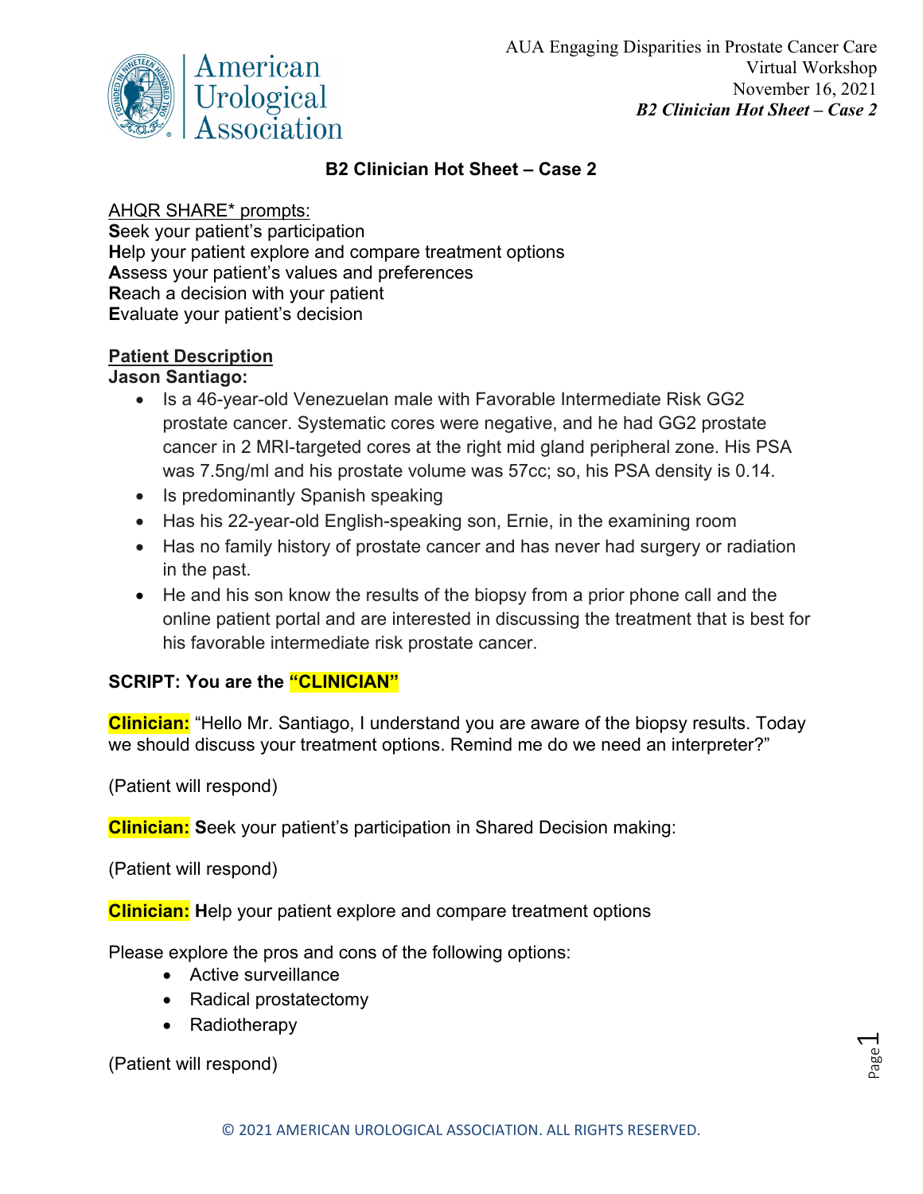# B2 Clinician Hot Sheet – Case 2

AHQR SHARE* prompts:
**S**eek your patient's participation
**H**elp your patient explore and compare treatment options
**A**ssess your patient's values and preferences
**R**each a decision with your patient
**E**valuate your patient's decision

## Patient Description

**Jason Santiago:**

- Is a 46-year-old Venezuelan male with Favorable Intermediate Risk GG2 prostate cancer. Systematic cores were negative, and he had GG2 prostate cancer in 2 MRI-targeted cores at the right mid gland peripheral zone. His PSA was 7.5ng/ml and his prostate volume was 57cc; so, his PSA density is 0.14.
- Is predominantly Spanish speaking
- Has his 22-year-old English-speaking son, Ernie, in the examining room
- Has no family history of prostate cancer and has never had surgery or radiation in the past.
- He and his son know the results of the biopsy from a prior phone call and the online patient portal and are interested in discussing the treatment that is best for his favorable intermediate risk prostate cancer.

**SCRIPT: You are the "CLINICIAN"**

**Clinician:** "Hello Mr. Santiago, I understand you are aware of the biopsy results. Today we should discuss your treatment options. Remind me do we need an interpreter?"

(Patient will respond)

**Clinician:** **S**eek your patient's participation in Shared Decision making:

(Patient will respond)

**Clinician:** **H**elp your patient explore and compare treatment options

Please explore the pros and cons of the following options:

- Active surveillance
- Radical prostatectomy
- Radiotherapy

(Patient will respond)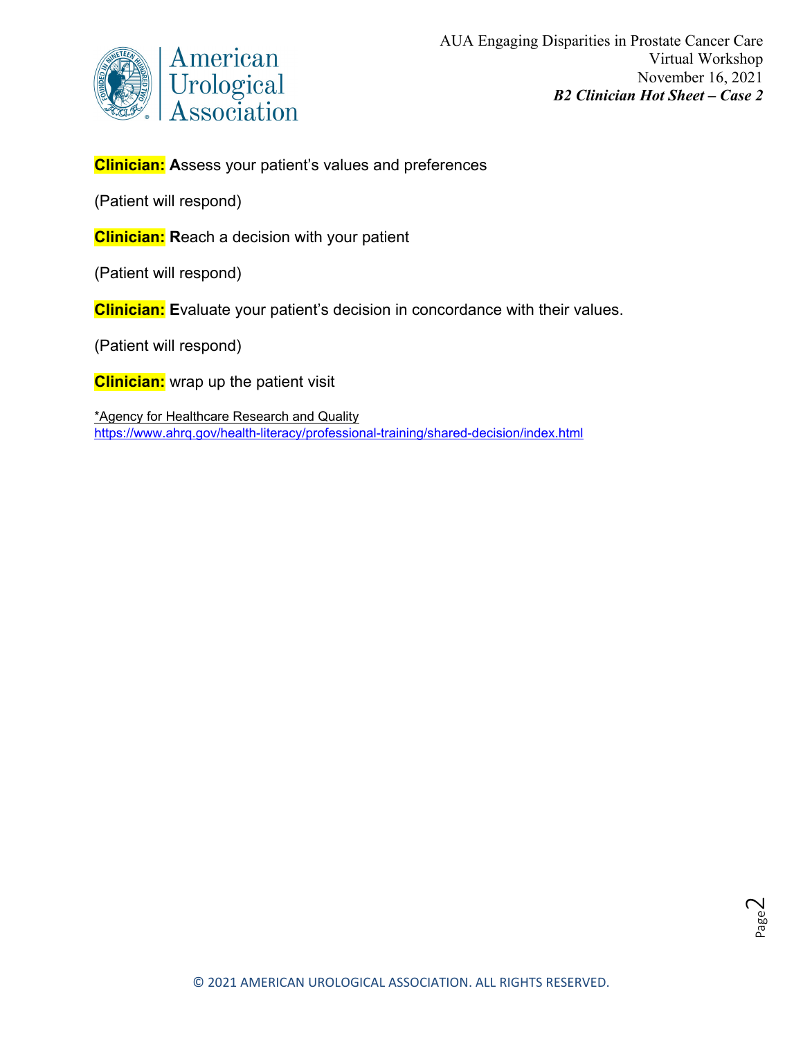**Clinician:** **A**ssess your patient's values and preferences

(Patient will respond)

**Clinician:** **R**each a decision with your patient

(Patient will respond)

**Clinician:** **E**valuate your patient's decision in concordance with their values.

(Patient will respond)

**Clinician:** wrap up the patient visit

*Agency for Healthcare Research and Quality
https://www.ahrq.gov/health-literacy/professional-training/shared-decision/index.html